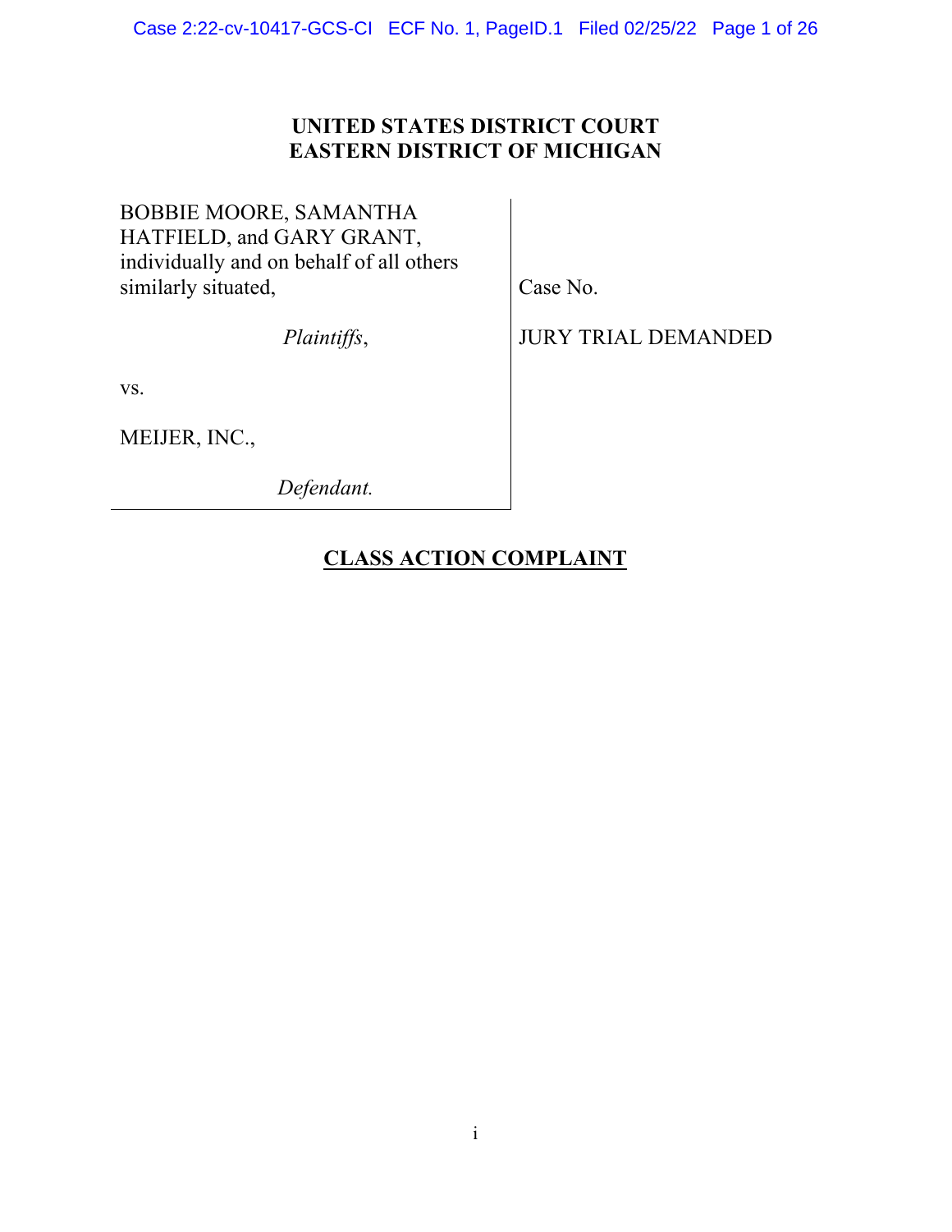**UNITED STATES DISTRICT COURT**
**EASTERN DISTRICT OF MICHIGAN**

| | |
|---|---|
| BOBBIE MOORE, SAMANTHA HATFIELD, and GARY GRANT, individually and on behalf of all others similarly situated, | Case No. |
| *Plaintiffs*, | JURY TRIAL DEMANDED |
| vs. | |
| MEIJER, INC., | |
| *Defendant.* | |

**CLASS ACTION COMPLAINT**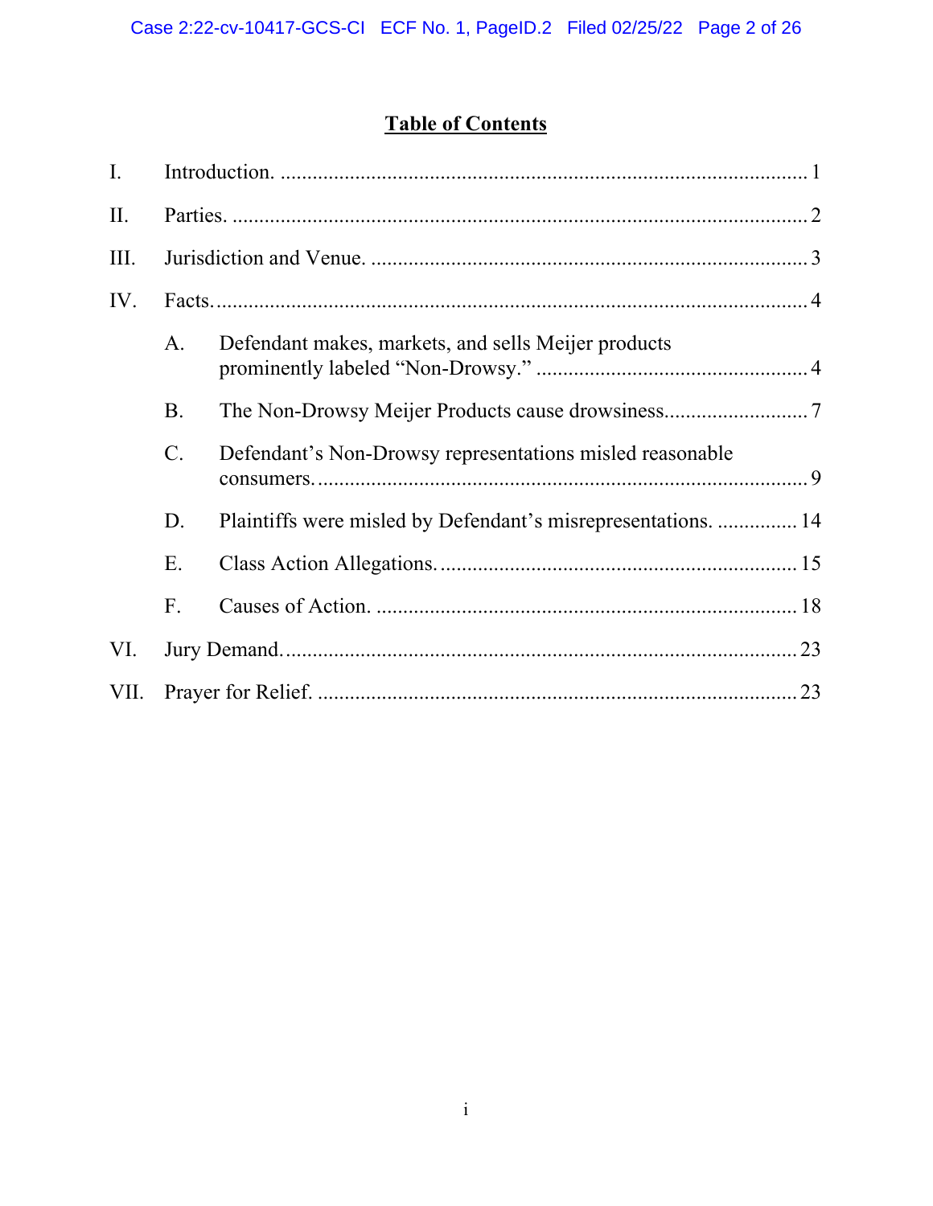# Table of Contents

I. Introduction. ..... 1

II. Parties. ..... 2

III. Jurisdiction and Venue. ..... 3

IV. Facts. ..... 4

- A. Defendant makes, markets, and sells Meijer products prominently labeled "Non-Drowsy." ..... 4
- B. The Non-Drowsy Meijer Products cause drowsiness. ..... 7
- C. Defendant's Non-Drowsy representations misled reasonable consumers. ..... 9
- D. Plaintiffs were misled by Defendant's misrepresentations. ..... 14
- E. Class Action Allegations. ..... 15
- F. Causes of Action. ..... 18

VI. Jury Demand. ..... 23

VII. Prayer for Relief. ..... 23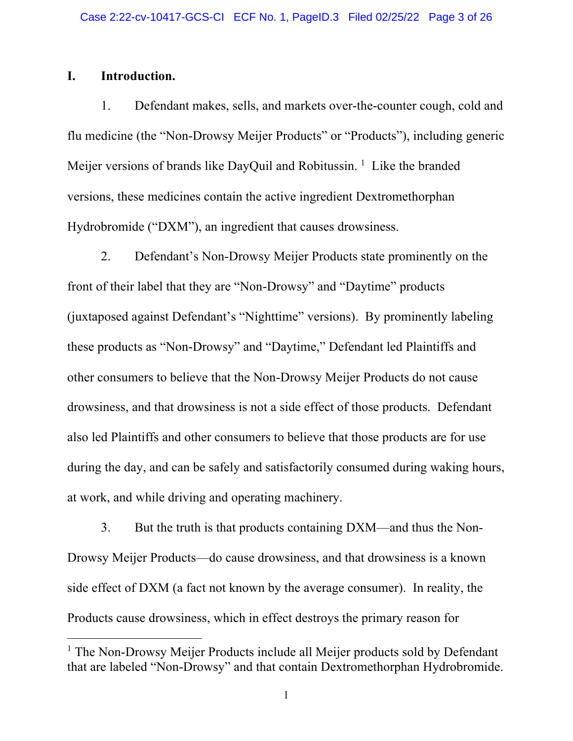## I. Introduction.

1. Defendant makes, sells, and markets over-the-counter cough, cold and flu medicine (the "Non-Drowsy Meijer Products" or "Products"), including generic Meijer versions of brands like DayQuil and Robitussin.[1] Like the branded versions, these medicines contain the active ingredient Dextromethorphan Hydrobromide ("DXM"), an ingredient that causes drowsiness.

2. Defendant's Non-Drowsy Meijer Products state prominently on the front of their label that they are "Non-Drowsy" and "Daytime" products (juxtaposed against Defendant's "Nighttime" versions). By prominently labeling these products as "Non-Drowsy" and "Daytime," Defendant led Plaintiffs and other consumers to believe that the Non-Drowsy Meijer Products do not cause drowsiness, and that drowsiness is not a side effect of those products. Defendant also led Plaintiffs and other consumers to believe that those products are for use during the day, and can be safely and satisfactorily consumed during waking hours, at work, and while driving and operating machinery.

3. But the truth is that products containing DXM—and thus the Non-Drowsy Meijer Products—do cause drowsiness, and that drowsiness is a known side effect of DXM (a fact not known by the average consumer). In reality, the Products cause drowsiness, which in effect destroys the primary reason for

---

[1] The Non-Drowsy Meijer Products include all Meijer products sold by Defendant that are labeled "Non-Drowsy" and that contain Dextromethorphan Hydrobromide.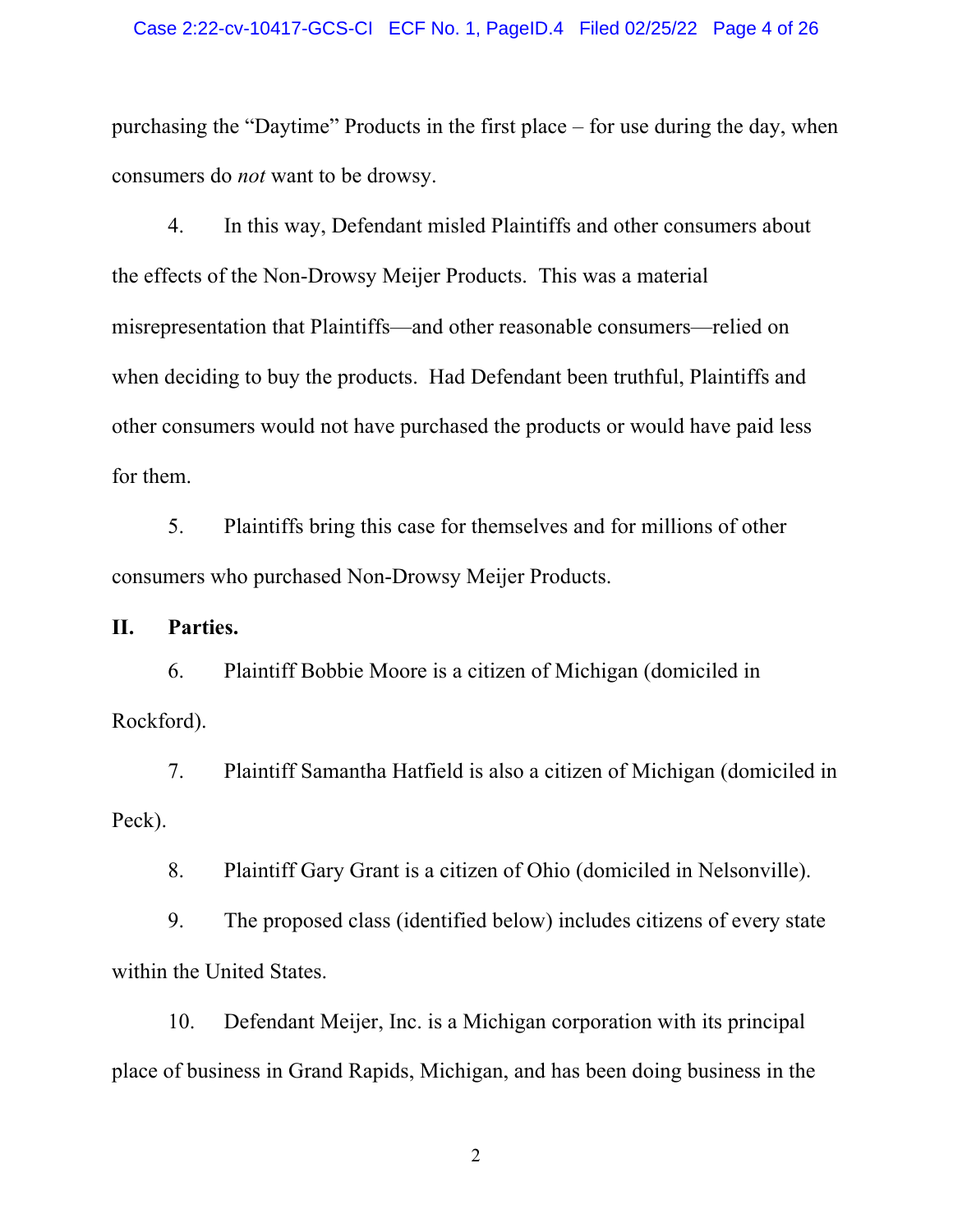purchasing the "Daytime" Products in the first place – for use during the day, when consumers do *not* want to be drowsy.

4. In this way, Defendant misled Plaintiffs and other consumers about the effects of the Non-Drowsy Meijer Products. This was a material misrepresentation that Plaintiffs—and other reasonable consumers—relied on when deciding to buy the products. Had Defendant been truthful, Plaintiffs and other consumers would not have purchased the products or would have paid less for them.

5. Plaintiffs bring this case for themselves and for millions of other consumers who purchased Non-Drowsy Meijer Products.

## II. Parties.

6. Plaintiff Bobbie Moore is a citizen of Michigan (domiciled in Rockford).

7. Plaintiff Samantha Hatfield is also a citizen of Michigan (domiciled in Peck).

8. Plaintiff Gary Grant is a citizen of Ohio (domiciled in Nelsonville).

9. The proposed class (identified below) includes citizens of every state within the United States.

10. Defendant Meijer, Inc. is a Michigan corporation with its principal place of business in Grand Rapids, Michigan, and has been doing business in the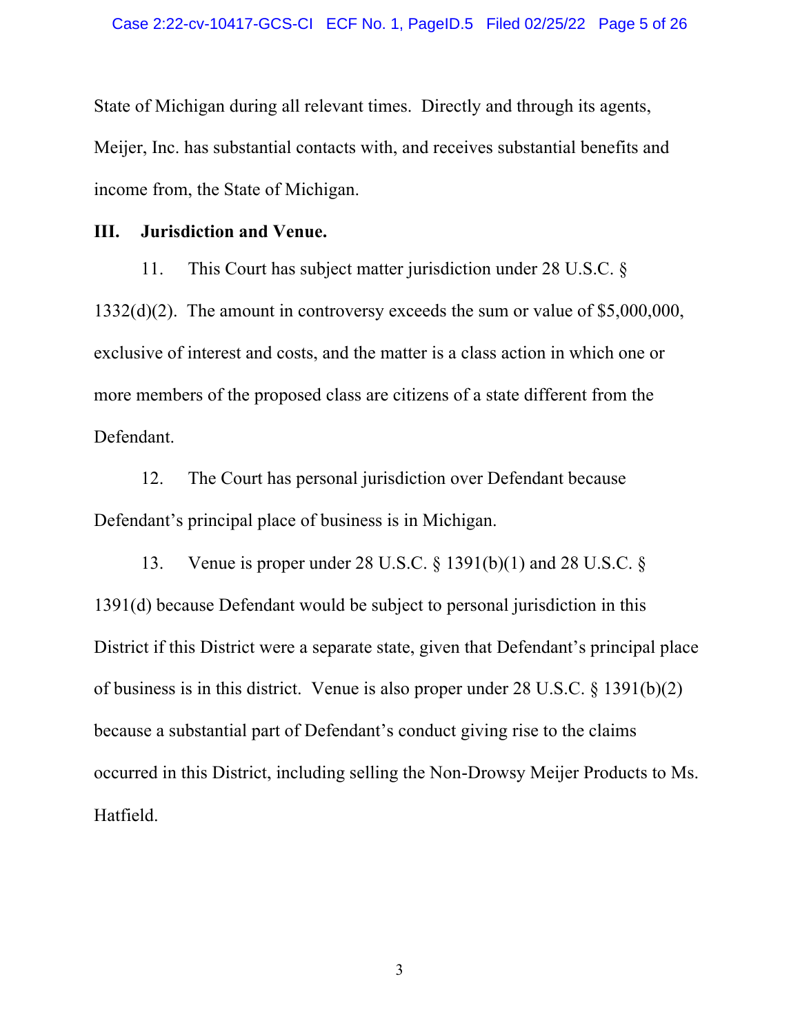State of Michigan during all relevant times. Directly and through its agents, Meijer, Inc. has substantial contacts with, and receives substantial benefits and income from, the State of Michigan.

## III. Jurisdiction and Venue.

11. This Court has subject matter jurisdiction under 28 U.S.C. § 1332(d)(2). The amount in controversy exceeds the sum or value of $5,000,000, exclusive of interest and costs, and the matter is a class action in which one or more members of the proposed class are citizens of a state different from the Defendant.

12. The Court has personal jurisdiction over Defendant because Defendant's principal place of business is in Michigan.

13. Venue is proper under 28 U.S.C. § 1391(b)(1) and 28 U.S.C. § 1391(d) because Defendant would be subject to personal jurisdiction in this District if this District were a separate state, given that Defendant's principal place of business is in this district. Venue is also proper under 28 U.S.C. § 1391(b)(2) because a substantial part of Defendant's conduct giving rise to the claims occurred in this District, including selling the Non-Drowsy Meijer Products to Ms. Hatfield.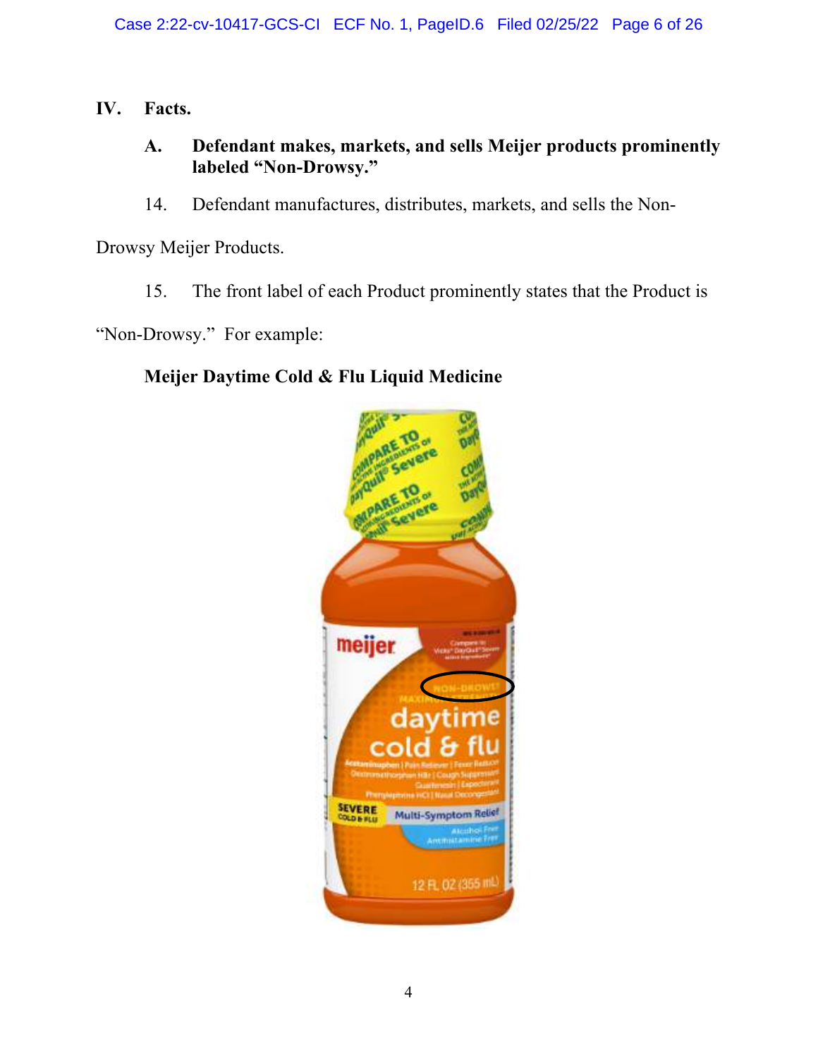## IV. Facts.

### A. Defendant makes, markets, and sells Meijer products prominently labeled "Non-Drowsy."

14. Defendant manufactures, distributes, markets, and sells the Non-Drowsy Meijer Products.

15. The front label of each Product prominently states that the Product is "Non-Drowsy." For example:

**Meijer Daytime Cold & Flu Liquid Medicine**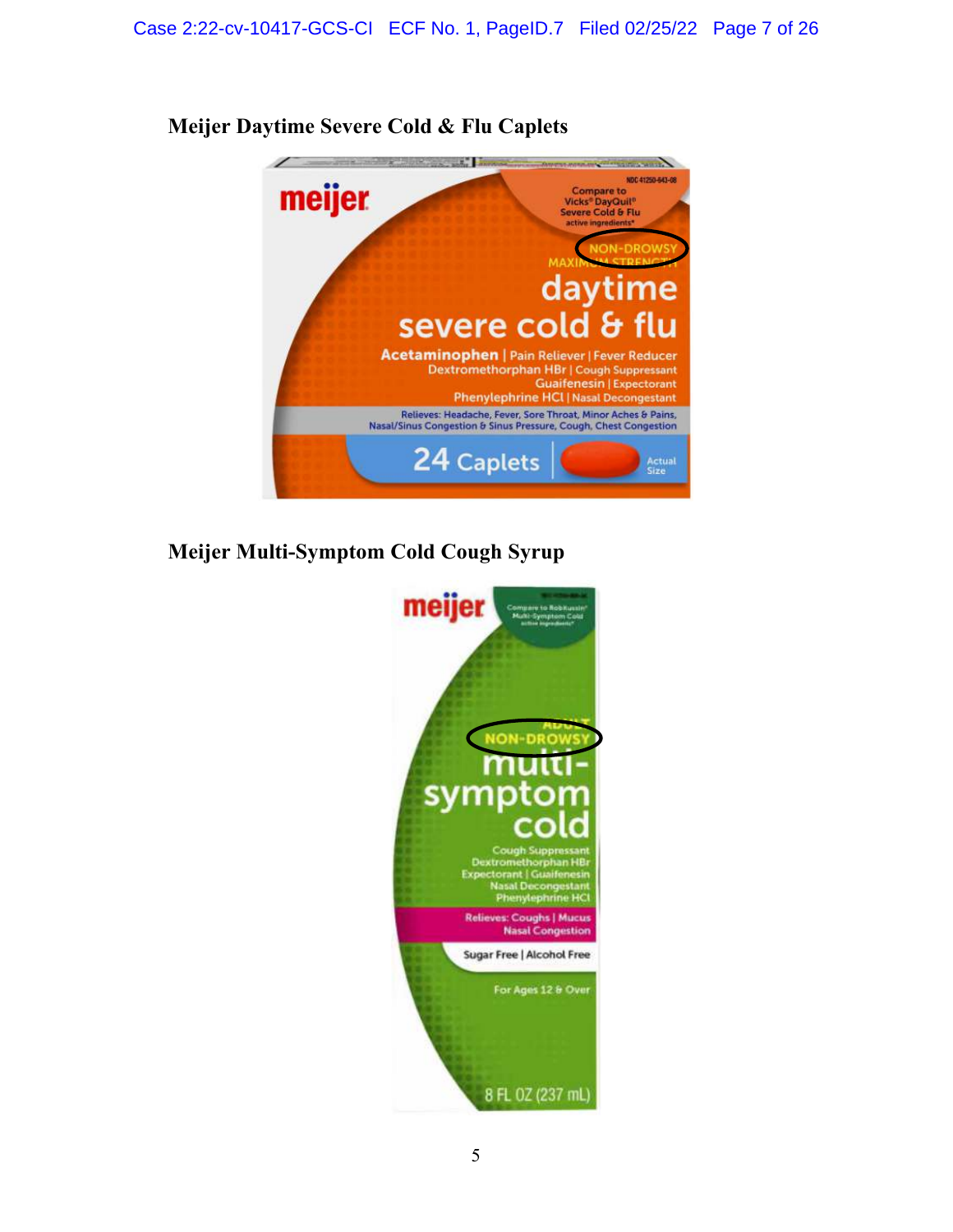**Meijer Daytime Severe Cold & Flu Caplets**

**Meijer Multi-Symptom Cold Cough Syrup**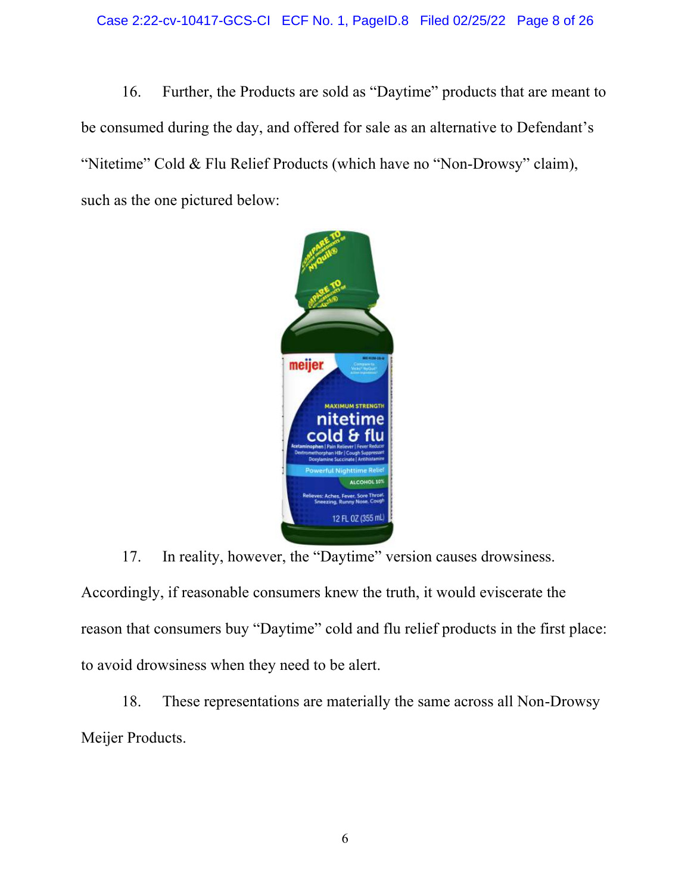16. Further, the Products are sold as "Daytime" products that are meant to be consumed during the day, and offered for sale as an alternative to Defendant's "Nitetime" Cold & Flu Relief Products (which have no "Non-Drowsy" claim), such as the one pictured below:

17. In reality, however, the "Daytime" version causes drowsiness. Accordingly, if reasonable consumers knew the truth, it would eviscerate the reason that consumers buy "Daytime" cold and flu relief products in the first place: to avoid drowsiness when they need to be alert.

18. These representations are materially the same across all Non-Drowsy Meijer Products.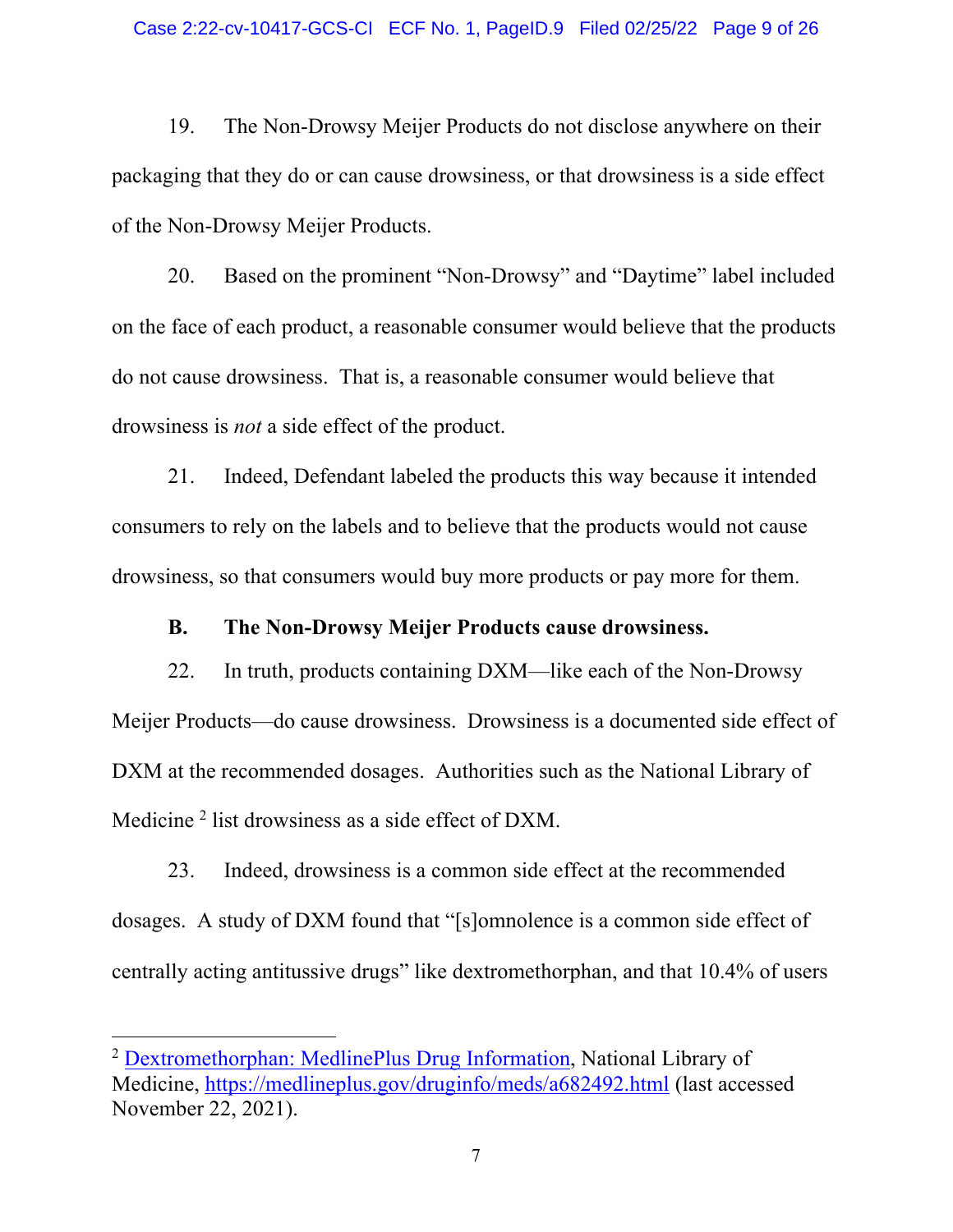19. The Non-Drowsy Meijer Products do not disclose anywhere on their packaging that they do or can cause drowsiness, or that drowsiness is a side effect of the Non-Drowsy Meijer Products.

20. Based on the prominent "Non-Drowsy" and "Daytime" label included on the face of each product, a reasonable consumer would believe that the products do not cause drowsiness. That is, a reasonable consumer would believe that drowsiness is *not* a side effect of the product.

21. Indeed, Defendant labeled the products this way because it intended consumers to rely on the labels and to believe that the products would not cause drowsiness, so that consumers would buy more products or pay more for them.

**B. The Non-Drowsy Meijer Products cause drowsiness.**

22. In truth, products containing DXM—like each of the Non-Drowsy Meijer Products—do cause drowsiness. Drowsiness is a documented side effect of DXM at the recommended dosages. Authorities such as the National Library of Medicine [2] list drowsiness as a side effect of DXM.

23. Indeed, drowsiness is a common side effect at the recommended dosages. A study of DXM found that "[s]omnolence is a common side effect of centrally acting antitussive drugs" like dextromethorphan, and that 10.4% of users

---

[2] Dextromethorphan: MedlinePlus Drug Information, National Library of Medicine, https://medlineplus.gov/druginfo/meds/a682492.html (last accessed November 22, 2021).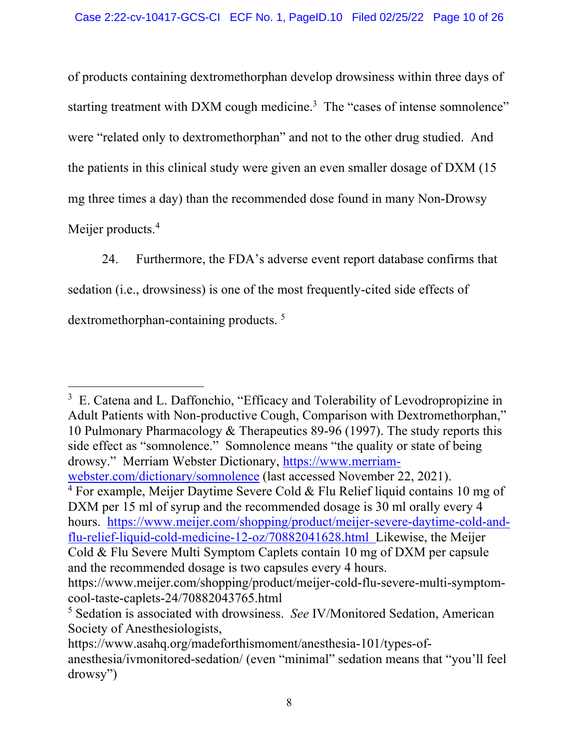of products containing dextromethorphan develop drowsiness within three days of starting treatment with DXM cough medicine.[3] The "cases of intense somnolence" were "related only to dextromethorphan" and not to the other drug studied. And the patients in this clinical study were given an even smaller dosage of DXM (15 mg three times a day) than the recommended dose found in many Non-Drowsy Meijer products.[4]

24. Furthermore, the FDA's adverse event report database confirms that sedation (i.e., drowsiness) is one of the most frequently-cited side effects of dextromethorphan-containing products. [5]

---

[3] E. Catena and L. Daffonchio, "Efficacy and Tolerability of Levodropropizine in Adult Patients with Non-productive Cough, Comparison with Dextromethorphan," 10 Pulmonary Pharmacology & Therapeutics 89-96 (1997). The study reports this side effect as "somnolence." Somnolence means "the quality or state of being drowsy." Merriam Webster Dictionary, https://www.merriam-webster.com/dictionary/somnolence (last accessed November 22, 2021).

[4] For example, Meijer Daytime Severe Cold & Flu Relief liquid contains 10 mg of DXM per 15 ml of syrup and the recommended dosage is 30 ml orally every 4 hours. https://www.meijer.com/shopping/product/meijer-severe-daytime-cold-and-flu-relief-liquid-cold-medicine-12-oz/70882041628.html Likewise, the Meijer Cold & Flu Severe Multi Symptom Caplets contain 10 mg of DXM per capsule and the recommended dosage is two capsules every 4 hours. https://www.meijer.com/shopping/product/meijer-cold-flu-severe-multi-symptom-cool-taste-caplets-24/70882043765.html

[5] Sedation is associated with drowsiness. *See* IV/Monitored Sedation, American Society of Anesthesiologists, https://www.asahq.org/madeforthismoment/anesthesia-101/types-of-anesthesia/ivmonitored-sedation/ (even "minimal" sedation means that "you'll feel drowsy")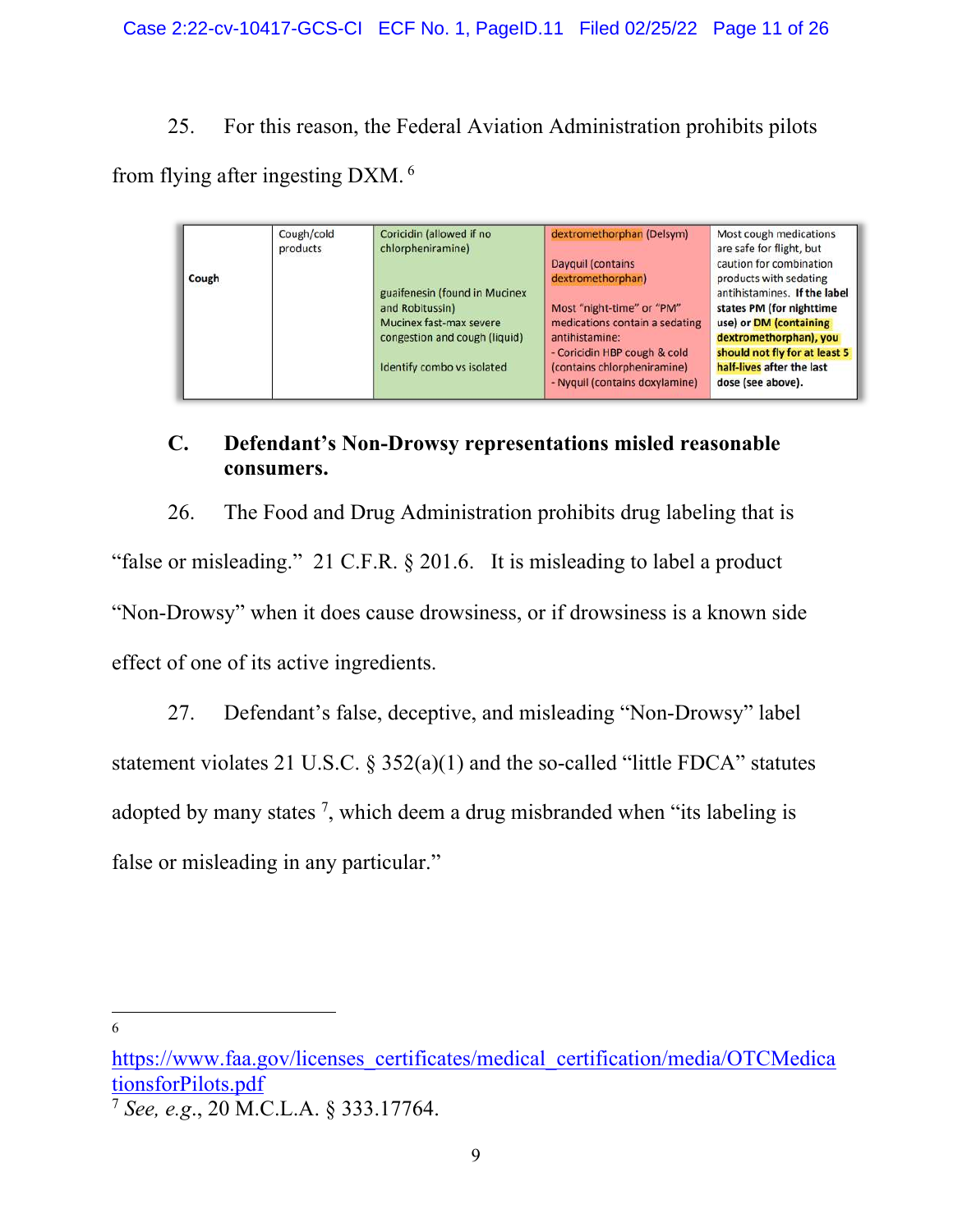25. For this reason, the Federal Aviation Administration prohibits pilots from flying after ingesting DXM. [6]

| Cough | Cough/cold products | Coricidin (allowed if no chlorpheniramine)<br><br>guaifenesin (found in Mucinex and Robitussin)<br>Mucinex fast-max severe congestion and cough (liquid)<br><br>Identify combo vs isolated | dextromethorphan (Delsym)<br><br>Dayquil (contains dextromethorphan)<br><br>Most "night-time" or "PM" medications contain a sedating antihistamine:<br>- Coricidin HBP cough & cold (contains chlorpheniramine)<br>- Nyquil (contains doxylamine) | Most cough medications are safe for flight, but caution for combination products with sedating antihistamines. **If the label states PM (for nighttime use) or DM (containing dextromethorphan), you should not fly for at least 5 half-lives after the last dose (see above).** |
|---|---|---|---|---|

### C. Defendant's Non-Drowsy representations misled reasonable consumers.

26. The Food and Drug Administration prohibits drug labeling that is "false or misleading." 21 C.F.R. § 201.6. It is misleading to label a product "Non-Drowsy" when it does cause drowsiness, or if drowsiness is a known side effect of one of its active ingredients.

27. Defendant's false, deceptive, and misleading "Non-Drowsy" label statement violates 21 U.S.C. § 352(a)(1) and the so-called "little FDCA" statutes adopted by many states [7], which deem a drug misbranded when "its labeling is false or misleading in any particular."

---

[6] https://www.faa.gov/licenses_certificates/medical_certification/media/OTCMedicationsforPilots.pdf

[7] *See, e.g.*, 20 M.C.L.A. § 333.17764.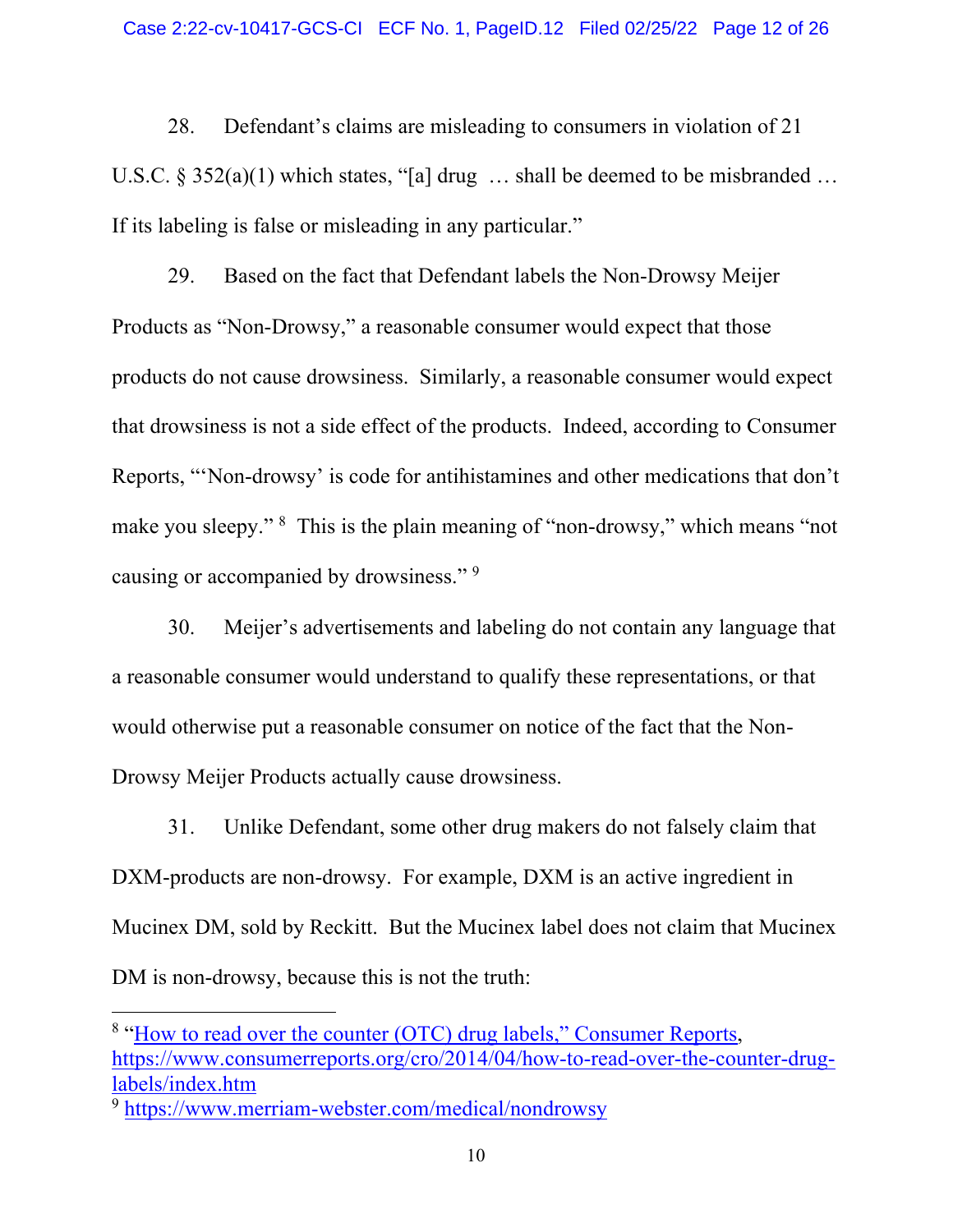28. Defendant's claims are misleading to consumers in violation of 21 U.S.C. § 352(a)(1) which states, "[a] drug … shall be deemed to be misbranded … If its labeling is false or misleading in any particular."

29. Based on the fact that Defendant labels the Non-Drowsy Meijer Products as "Non-Drowsy," a reasonable consumer would expect that those products do not cause drowsiness. Similarly, a reasonable consumer would expect that drowsiness is not a side effect of the products. Indeed, according to Consumer Reports, "'Non-drowsy' is code for antihistamines and other medications that don't make you sleepy." [8] This is the plain meaning of "non-drowsy," which means "not causing or accompanied by drowsiness." [9]

30. Meijer's advertisements and labeling do not contain any language that a reasonable consumer would understand to qualify these representations, or that would otherwise put a reasonable consumer on notice of the fact that the Non-Drowsy Meijer Products actually cause drowsiness.

31. Unlike Defendant, some other drug makers do not falsely claim that DXM-products are non-drowsy. For example, DXM is an active ingredient in Mucinex DM, sold by Reckitt. But the Mucinex label does not claim that Mucinex DM is non-drowsy, because this is not the truth:

---

[8] "How to read over the counter (OTC) drug labels," Consumer Reports, https://www.consumerreports.org/cro/2014/04/how-to-read-over-the-counter-drug-labels/index.htm

[9] https://www.merriam-webster.com/medical/nondrowsy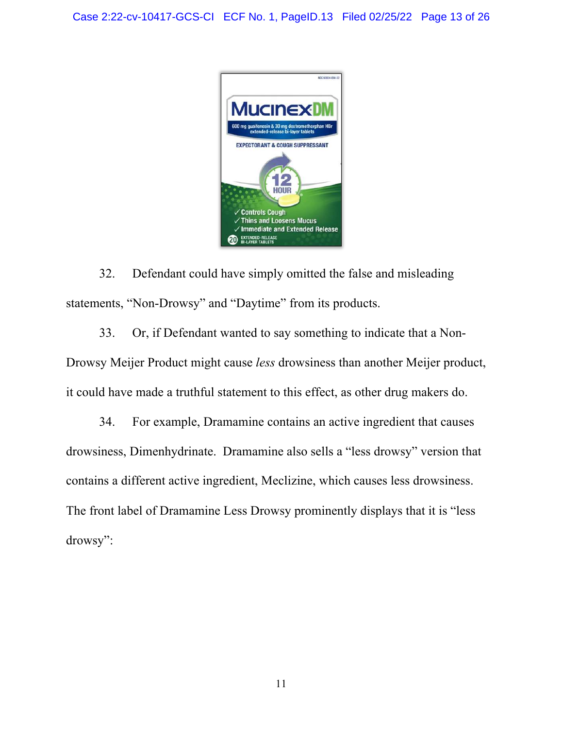32. Defendant could have simply omitted the false and misleading statements, "Non-Drowsy" and "Daytime" from its products.

33. Or, if Defendant wanted to say something to indicate that a Non-Drowsy Meijer Product might cause *less* drowsiness than another Meijer product, it could have made a truthful statement to this effect, as other drug makers do.

34. For example, Dramamine contains an active ingredient that causes drowsiness, Dimenhydrinate. Dramamine also sells a "less drowsy" version that contains a different active ingredient, Meclizine, which causes less drowsiness. The front label of Dramamine Less Drowsy prominently displays that it is "less drowsy":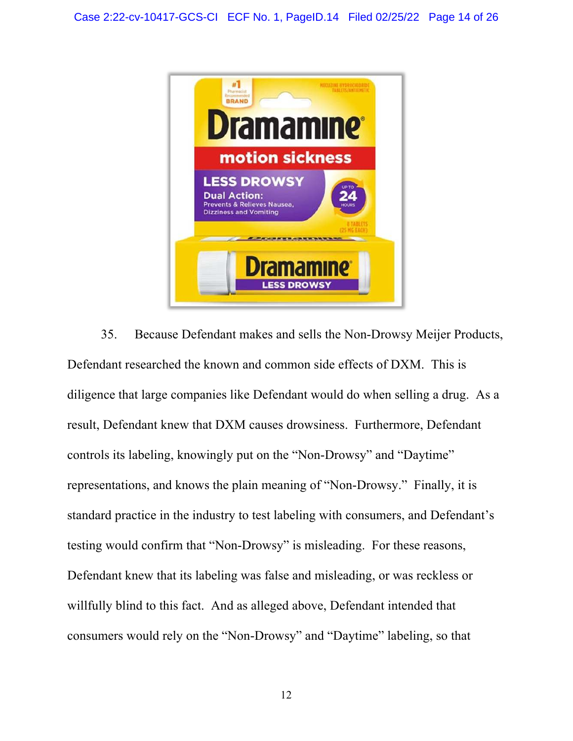35. Because Defendant makes and sells the Non-Drowsy Meijer Products, Defendant researched the known and common side effects of DXM. This is diligence that large companies like Defendant would do when selling a drug. As a result, Defendant knew that DXM causes drowsiness. Furthermore, Defendant controls its labeling, knowingly put on the "Non-Drowsy" and "Daytime" representations, and knows the plain meaning of "Non-Drowsy." Finally, it is standard practice in the industry to test labeling with consumers, and Defendant's testing would confirm that "Non-Drowsy" is misleading. For these reasons, Defendant knew that its labeling was false and misleading, or was reckless or willfully blind to this fact. And as alleged above, Defendant intended that consumers would rely on the "Non-Drowsy" and "Daytime" labeling, so that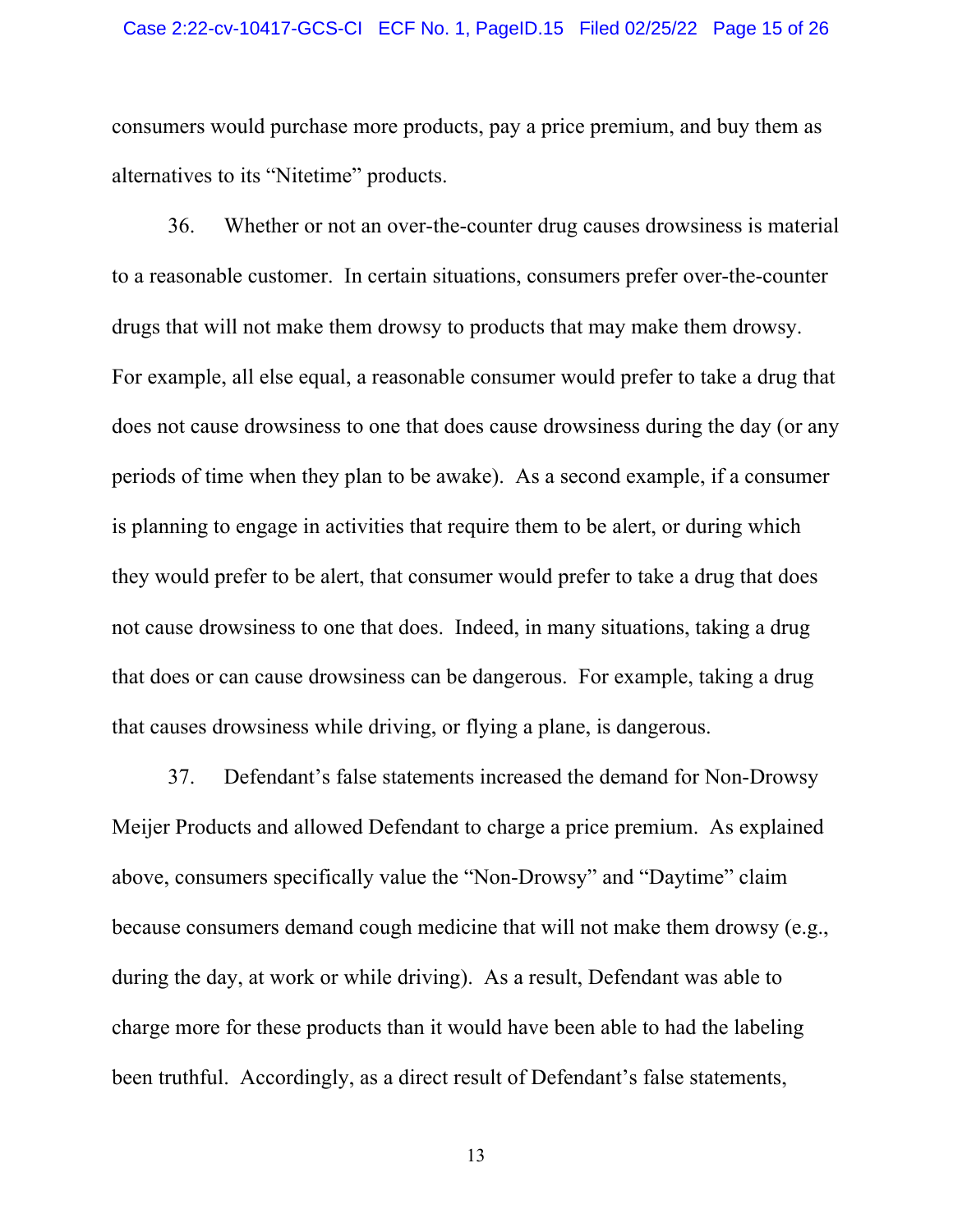consumers would purchase more products, pay a price premium, and buy them as alternatives to its "Nitetime" products.

36. Whether or not an over-the-counter drug causes drowsiness is material to a reasonable customer. In certain situations, consumers prefer over-the-counter drugs that will not make them drowsy to products that may make them drowsy. For example, all else equal, a reasonable consumer would prefer to take a drug that does not cause drowsiness to one that does cause drowsiness during the day (or any periods of time when they plan to be awake). As a second example, if a consumer is planning to engage in activities that require them to be alert, or during which they would prefer to be alert, that consumer would prefer to take a drug that does not cause drowsiness to one that does. Indeed, in many situations, taking a drug that does or can cause drowsiness can be dangerous. For example, taking a drug that causes drowsiness while driving, or flying a plane, is dangerous.

37. Defendant's false statements increased the demand for Non-Drowsy Meijer Products and allowed Defendant to charge a price premium. As explained above, consumers specifically value the "Non-Drowsy" and "Daytime" claim because consumers demand cough medicine that will not make them drowsy (e.g., during the day, at work or while driving). As a result, Defendant was able to charge more for these products than it would have been able to had the labeling been truthful. Accordingly, as a direct result of Defendant's false statements,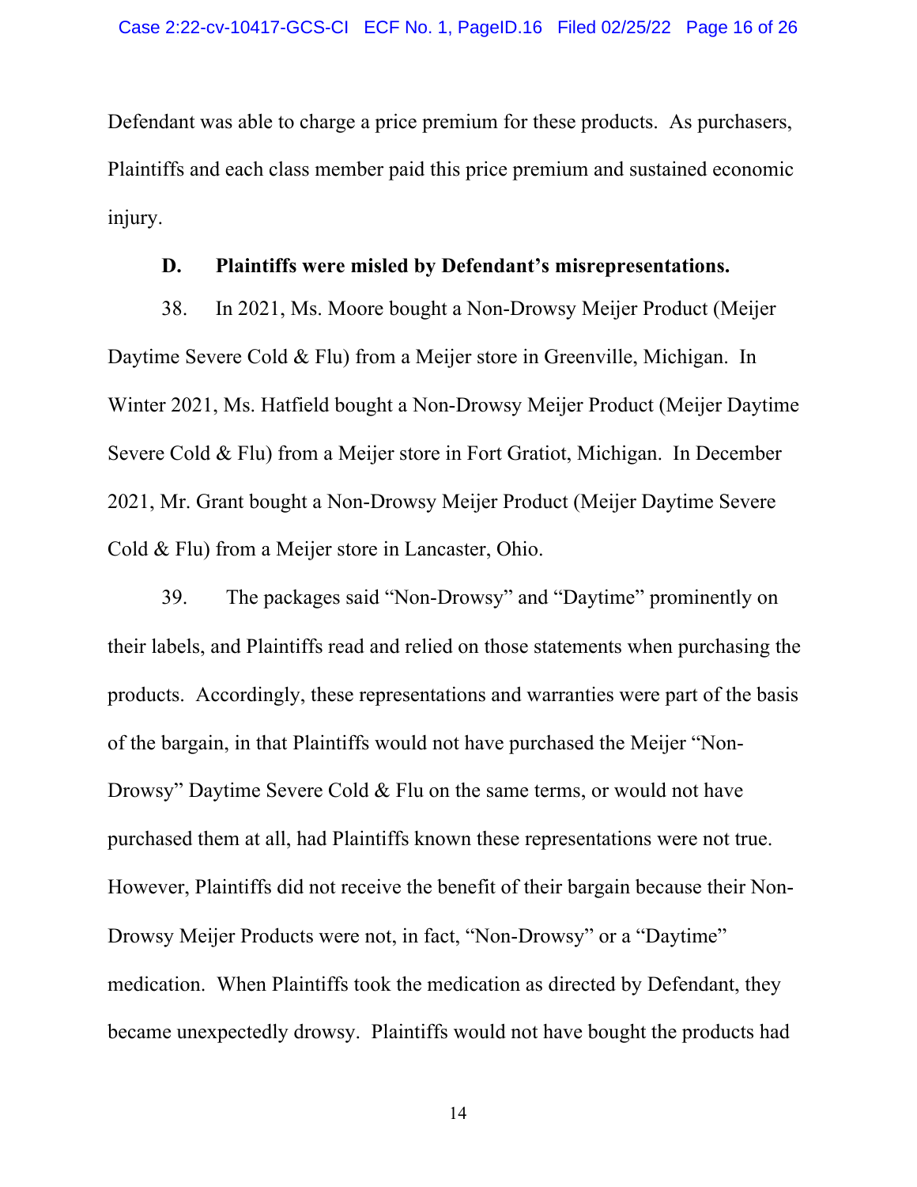Defendant was able to charge a price premium for these products. As purchasers, Plaintiffs and each class member paid this price premium and sustained economic injury.

### D. Plaintiffs were misled by Defendant's misrepresentations.

38. In 2021, Ms. Moore bought a Non-Drowsy Meijer Product (Meijer Daytime Severe Cold & Flu) from a Meijer store in Greenville, Michigan. In Winter 2021, Ms. Hatfield bought a Non-Drowsy Meijer Product (Meijer Daytime Severe Cold & Flu) from a Meijer store in Fort Gratiot, Michigan. In December 2021, Mr. Grant bought a Non-Drowsy Meijer Product (Meijer Daytime Severe Cold & Flu) from a Meijer store in Lancaster, Ohio.

39. The packages said "Non-Drowsy" and "Daytime" prominently on their labels, and Plaintiffs read and relied on those statements when purchasing the products. Accordingly, these representations and warranties were part of the basis of the bargain, in that Plaintiffs would not have purchased the Meijer "Non-Drowsy" Daytime Severe Cold & Flu on the same terms, or would not have purchased them at all, had Plaintiffs known these representations were not true. However, Plaintiffs did not receive the benefit of their bargain because their Non-Drowsy Meijer Products were not, in fact, "Non-Drowsy" or a "Daytime" medication. When Plaintiffs took the medication as directed by Defendant, they became unexpectedly drowsy. Plaintiffs would not have bought the products had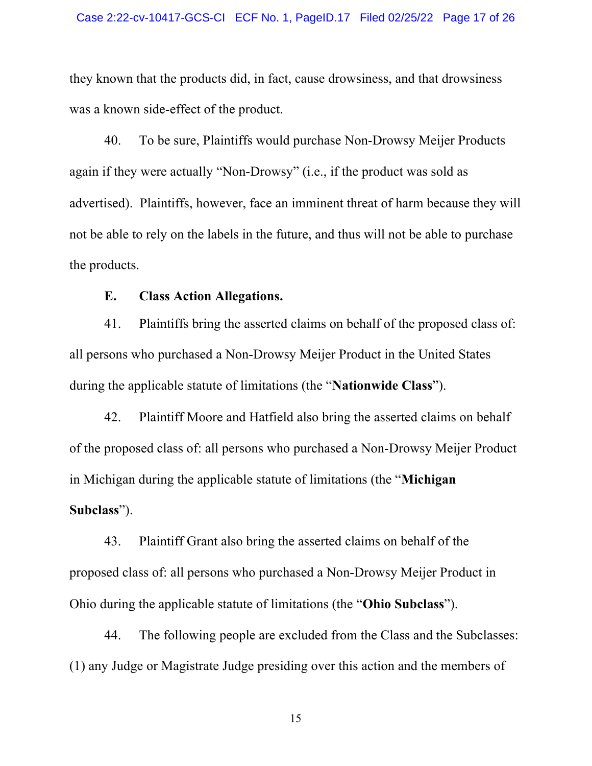they known that the products did, in fact, cause drowsiness, and that drowsiness was a known side-effect of the product.

40. To be sure, Plaintiffs would purchase Non-Drowsy Meijer Products again if they were actually "Non-Drowsy" (i.e., if the product was sold as advertised). Plaintiffs, however, face an imminent threat of harm because they will not be able to rely on the labels in the future, and thus will not be able to purchase the products.

**E. Class Action Allegations.**

41. Plaintiffs bring the asserted claims on behalf of the proposed class of: all persons who purchased a Non-Drowsy Meijer Product in the United States during the applicable statute of limitations (the "**Nationwide Class**").

42. Plaintiff Moore and Hatfield also bring the asserted claims on behalf of the proposed class of: all persons who purchased a Non-Drowsy Meijer Product in Michigan during the applicable statute of limitations (the "**Michigan Subclass**").

43. Plaintiff Grant also bring the asserted claims on behalf of the proposed class of: all persons who purchased a Non-Drowsy Meijer Product in Ohio during the applicable statute of limitations (the "**Ohio Subclass**").

44. The following people are excluded from the Class and the Subclasses: (1) any Judge or Magistrate Judge presiding over this action and the members of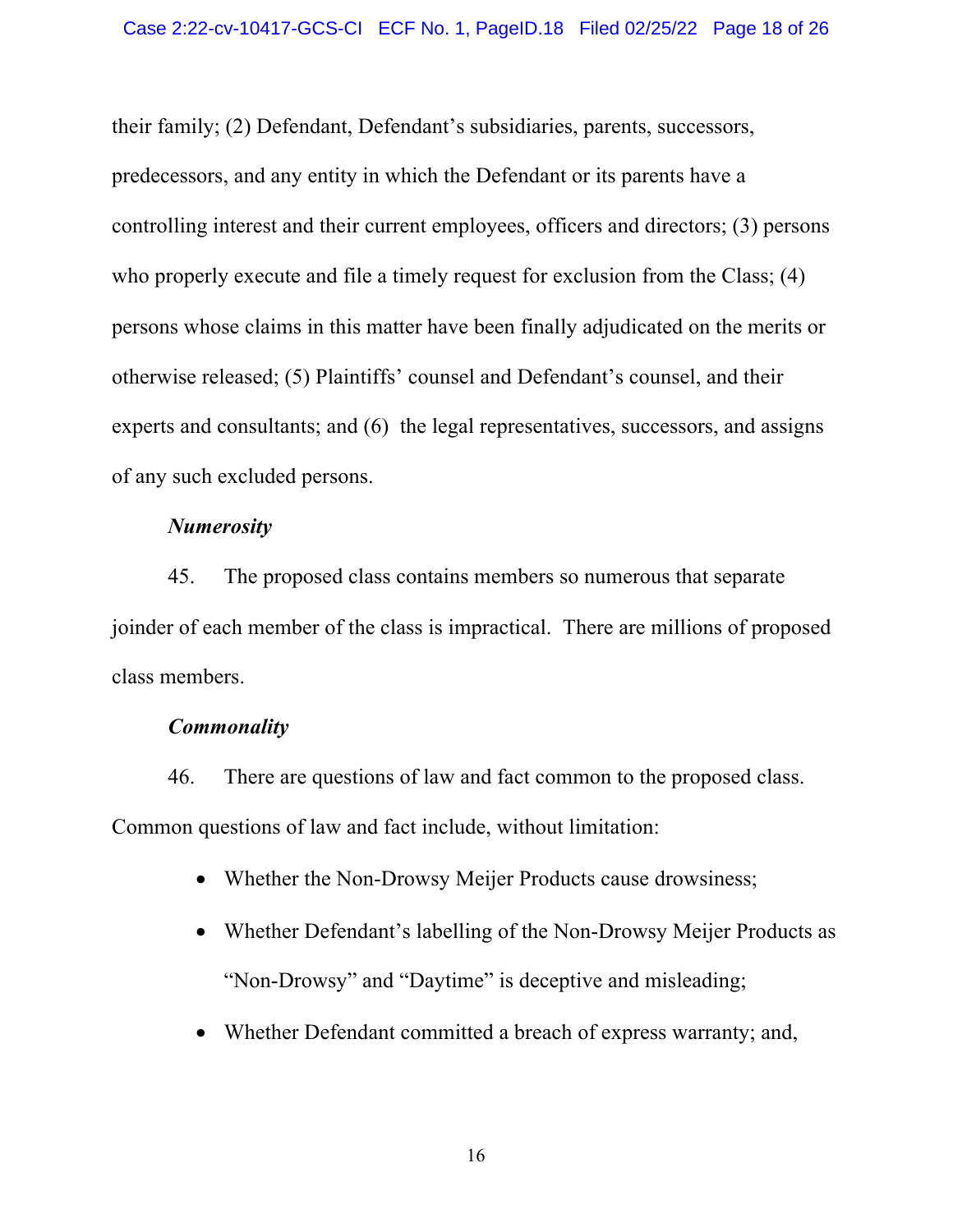their family; (2) Defendant, Defendant's subsidiaries, parents, successors, predecessors, and any entity in which the Defendant or its parents have a controlling interest and their current employees, officers and directors; (3) persons who properly execute and file a timely request for exclusion from the Class; (4) persons whose claims in this matter have been finally adjudicated on the merits or otherwise released; (5) Plaintiffs' counsel and Defendant's counsel, and their experts and consultants; and (6) the legal representatives, successors, and assigns of any such excluded persons.

***Numerosity***

45. The proposed class contains members so numerous that separate joinder of each member of the class is impractical. There are millions of proposed class members.

***Commonality***

46. There are questions of law and fact common to the proposed class. Common questions of law and fact include, without limitation:

- Whether the Non-Drowsy Meijer Products cause drowsiness;
- Whether Defendant's labelling of the Non-Drowsy Meijer Products as "Non-Drowsy" and "Daytime" is deceptive and misleading;
- Whether Defendant committed a breach of express warranty; and,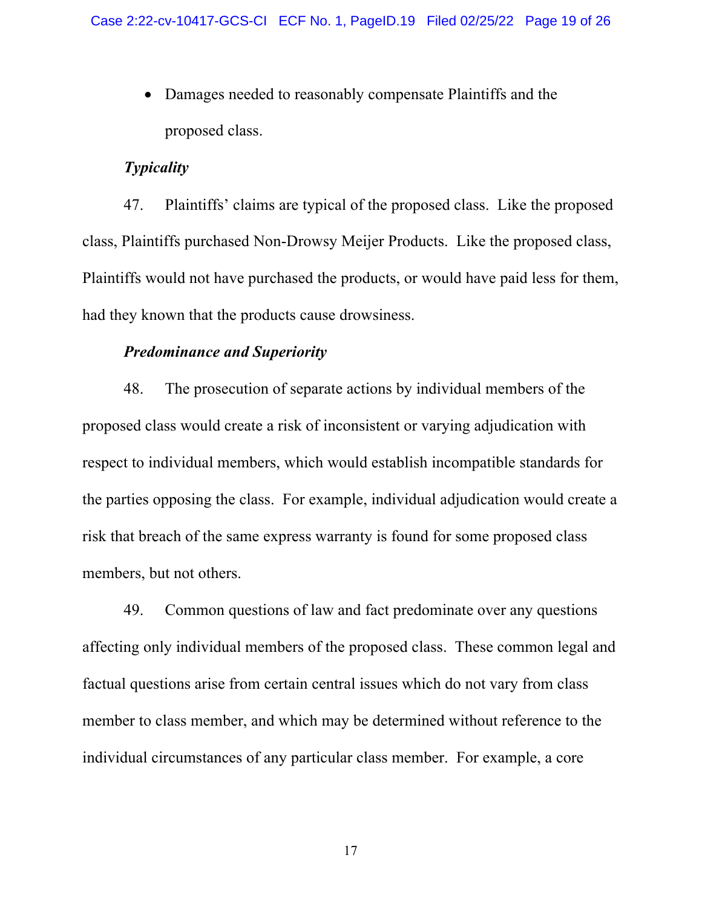- Damages needed to reasonably compensate Plaintiffs and the proposed class.

***Typicality***

47. Plaintiffs' claims are typical of the proposed class. Like the proposed class, Plaintiffs purchased Non-Drowsy Meijer Products. Like the proposed class, Plaintiffs would not have purchased the products, or would have paid less for them, had they known that the products cause drowsiness.

***Predominance and Superiority***

48. The prosecution of separate actions by individual members of the proposed class would create a risk of inconsistent or varying adjudication with respect to individual members, which would establish incompatible standards for the parties opposing the class. For example, individual adjudication would create a risk that breach of the same express warranty is found for some proposed class members, but not others.

49. Common questions of law and fact predominate over any questions affecting only individual members of the proposed class. These common legal and factual questions arise from certain central issues which do not vary from class member to class member, and which may be determined without reference to the individual circumstances of any particular class member. For example, a core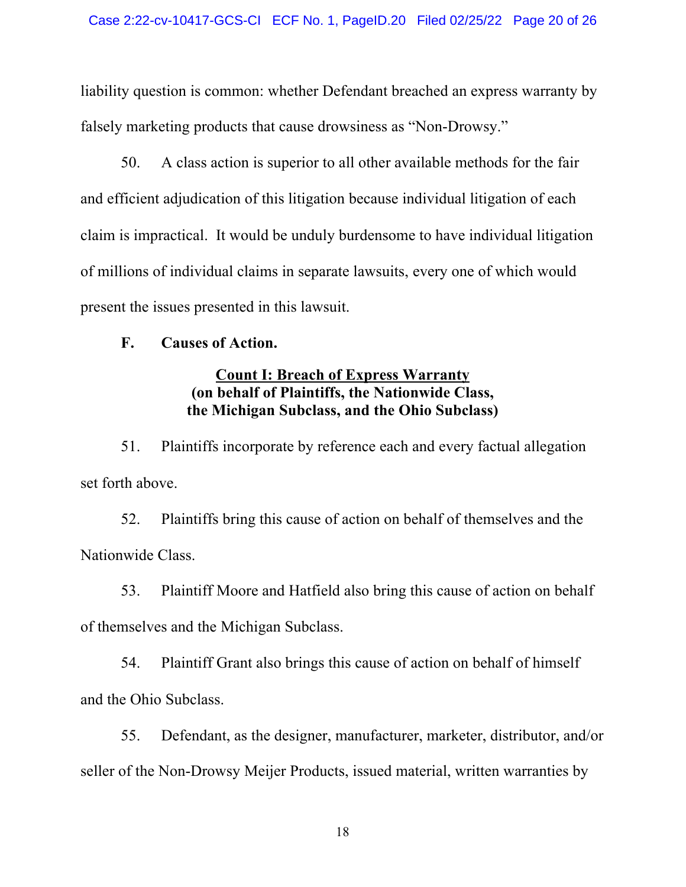liability question is common: whether Defendant breached an express warranty by falsely marketing products that cause drowsiness as "Non-Drowsy."

50. A class action is superior to all other available methods for the fair and efficient adjudication of this litigation because individual litigation of each claim is impractical. It would be unduly burdensome to have individual litigation of millions of individual claims in separate lawsuits, every one of which would present the issues presented in this lawsuit.

### F. Causes of Action.

**<u>Count I: Breach of Express Warranty</u>**
**(on behalf of Plaintiffs, the Nationwide Class, the Michigan Subclass, and the Ohio Subclass)**

51. Plaintiffs incorporate by reference each and every factual allegation set forth above.

52. Plaintiffs bring this cause of action on behalf of themselves and the Nationwide Class.

53. Plaintiff Moore and Hatfield also bring this cause of action on behalf of themselves and the Michigan Subclass.

54. Plaintiff Grant also brings this cause of action on behalf of himself and the Ohio Subclass.

55. Defendant, as the designer, manufacturer, marketer, distributor, and/or seller of the Non-Drowsy Meijer Products, issued material, written warranties by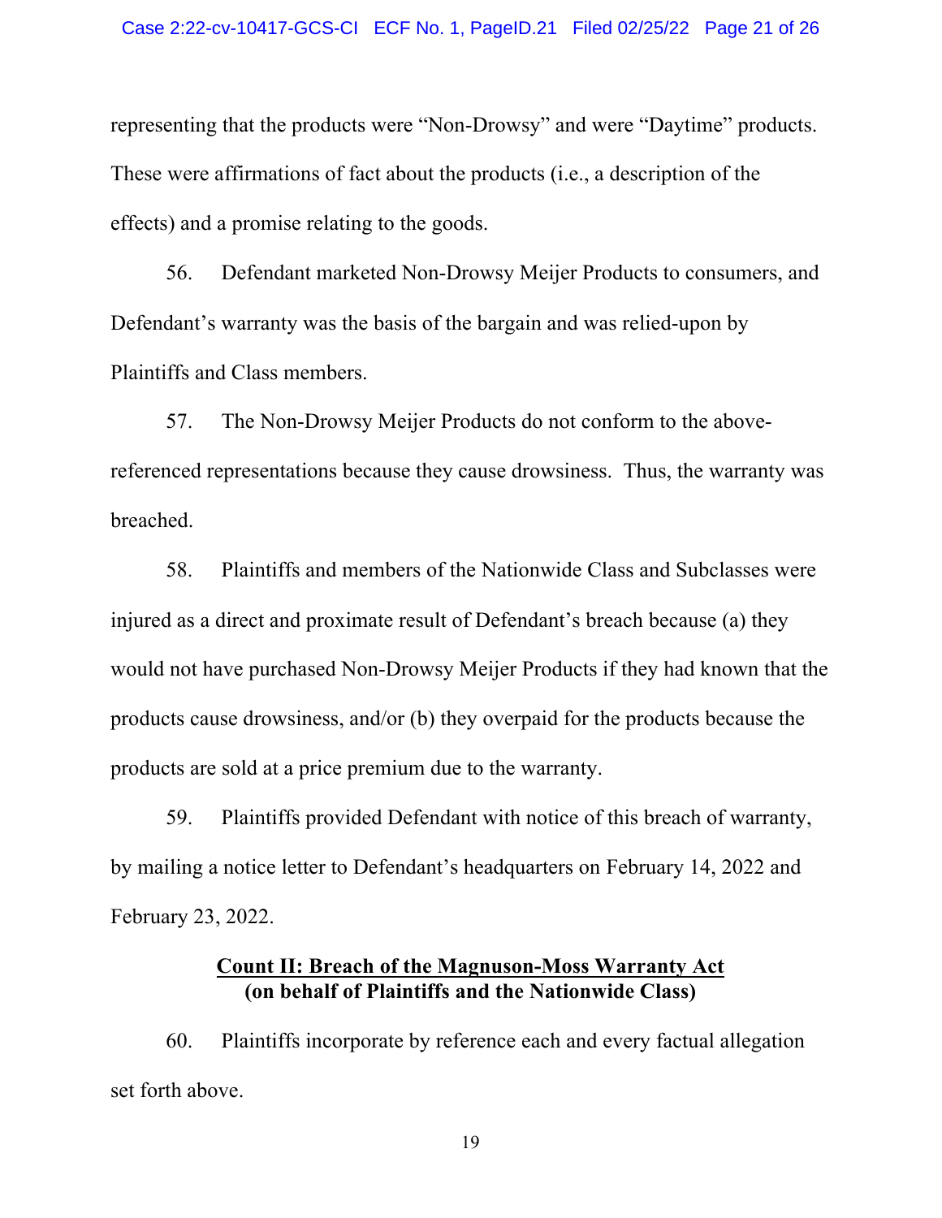representing that the products were "Non-Drowsy" and were "Daytime" products. These were affirmations of fact about the products (i.e., a description of the effects) and a promise relating to the goods.

56. Defendant marketed Non-Drowsy Meijer Products to consumers, and Defendant's warranty was the basis of the bargain and was relied-upon by Plaintiffs and Class members.

57. The Non-Drowsy Meijer Products do not conform to the above-referenced representations because they cause drowsiness. Thus, the warranty was breached.

58. Plaintiffs and members of the Nationwide Class and Subclasses were injured as a direct and proximate result of Defendant's breach because (a) they would not have purchased Non-Drowsy Meijer Products if they had known that the products cause drowsiness, and/or (b) they overpaid for the products because the products are sold at a price premium due to the warranty.

59. Plaintiffs provided Defendant with notice of this breach of warranty, by mailing a notice letter to Defendant's headquarters on February 14, 2022 and February 23, 2022.

**Count II: Breach of the Magnuson-Moss Warranty Act**
**(on behalf of Plaintiffs and the Nationwide Class)**

60. Plaintiffs incorporate by reference each and every factual allegation set forth above.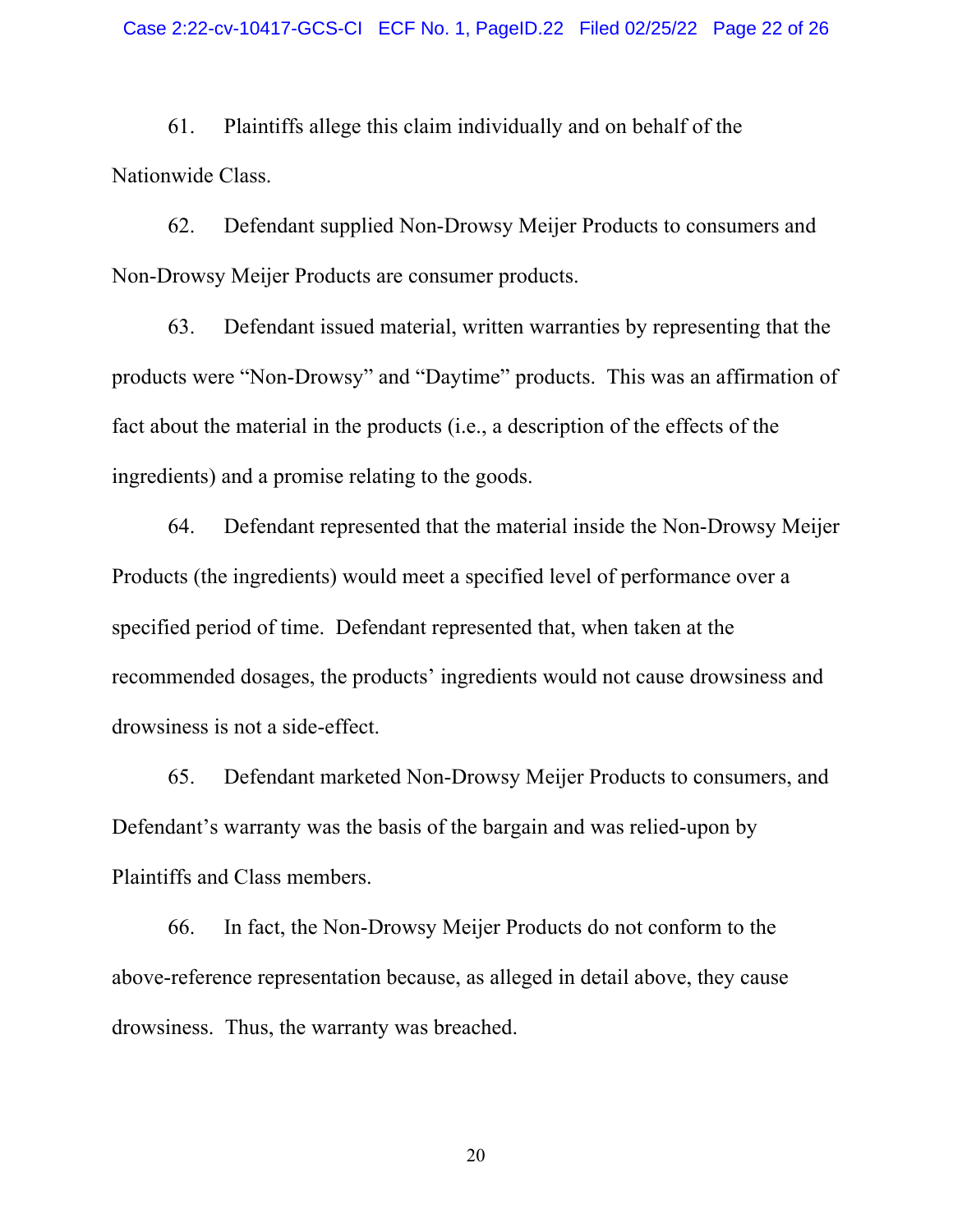61. Plaintiffs allege this claim individually and on behalf of the Nationwide Class.

62. Defendant supplied Non-Drowsy Meijer Products to consumers and Non-Drowsy Meijer Products are consumer products.

63. Defendant issued material, written warranties by representing that the products were "Non-Drowsy" and "Daytime" products. This was an affirmation of fact about the material in the products (i.e., a description of the effects of the ingredients) and a promise relating to the goods.

64. Defendant represented that the material inside the Non-Drowsy Meijer Products (the ingredients) would meet a specified level of performance over a specified period of time. Defendant represented that, when taken at the recommended dosages, the products' ingredients would not cause drowsiness and drowsiness is not a side-effect.

65. Defendant marketed Non-Drowsy Meijer Products to consumers, and Defendant's warranty was the basis of the bargain and was relied-upon by Plaintiffs and Class members.

66. In fact, the Non-Drowsy Meijer Products do not conform to the above-reference representation because, as alleged in detail above, they cause drowsiness. Thus, the warranty was breached.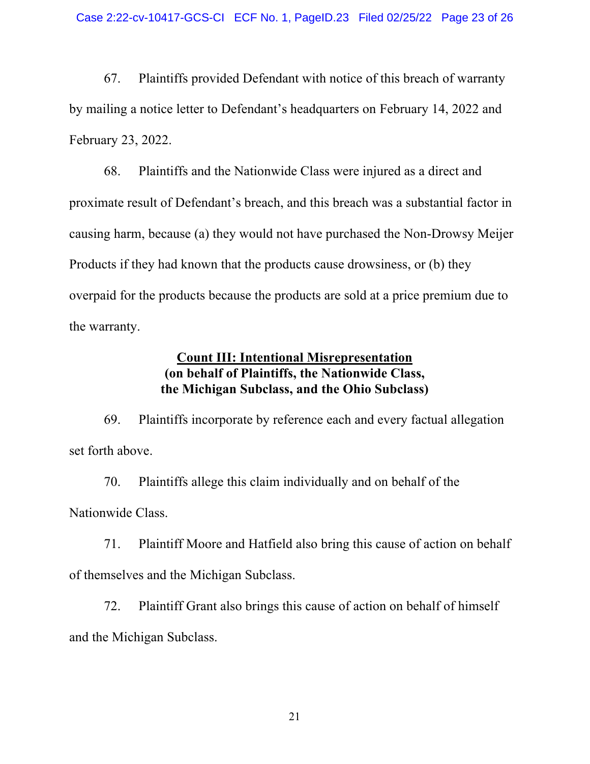67. Plaintiffs provided Defendant with notice of this breach of warranty by mailing a notice letter to Defendant's headquarters on February 14, 2022 and February 23, 2022.

68. Plaintiffs and the Nationwide Class were injured as a direct and proximate result of Defendant's breach, and this breach was a substantial factor in causing harm, because (a) they would not have purchased the Non-Drowsy Meijer Products if they had known that the products cause drowsiness, or (b) they overpaid for the products because the products are sold at a price premium due to the warranty.

**<u>Count III: Intentional Misrepresentation</u>**
**(on behalf of Plaintiffs, the Nationwide Class, the Michigan Subclass, and the Ohio Subclass)**

69. Plaintiffs incorporate by reference each and every factual allegation set forth above.

70. Plaintiffs allege this claim individually and on behalf of the Nationwide Class.

71. Plaintiff Moore and Hatfield also bring this cause of action on behalf of themselves and the Michigan Subclass.

72. Plaintiff Grant also brings this cause of action on behalf of himself and the Michigan Subclass.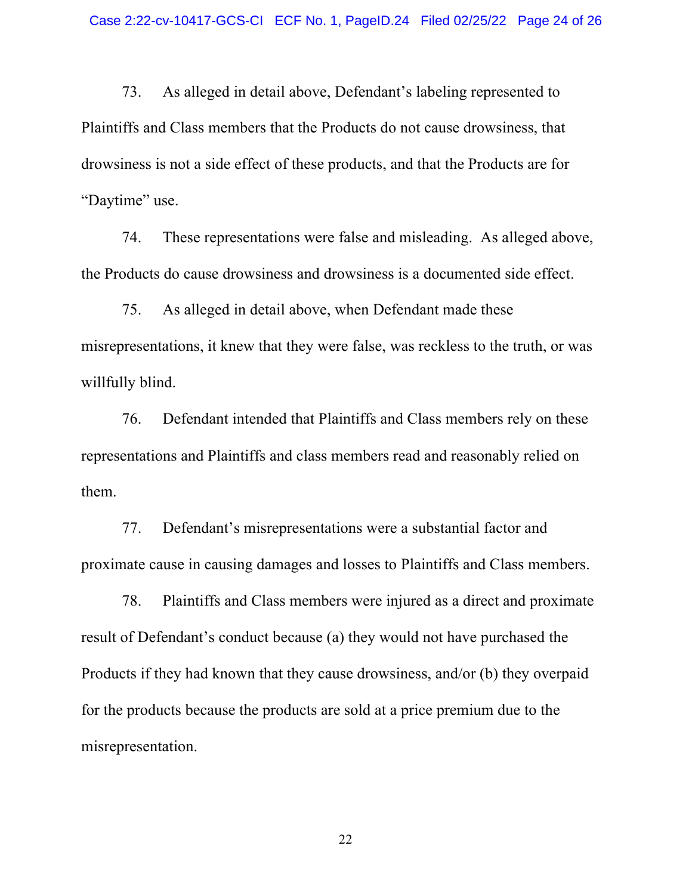73. As alleged in detail above, Defendant's labeling represented to Plaintiffs and Class members that the Products do not cause drowsiness, that drowsiness is not a side effect of these products, and that the Products are for "Daytime" use.

74. These representations were false and misleading. As alleged above, the Products do cause drowsiness and drowsiness is a documented side effect.

75. As alleged in detail above, when Defendant made these misrepresentations, it knew that they were false, was reckless to the truth, or was willfully blind.

76. Defendant intended that Plaintiffs and Class members rely on these representations and Plaintiffs and class members read and reasonably relied on them.

77. Defendant's misrepresentations were a substantial factor and proximate cause in causing damages and losses to Plaintiffs and Class members.

78. Plaintiffs and Class members were injured as a direct and proximate result of Defendant's conduct because (a) they would not have purchased the Products if they had known that they cause drowsiness, and/or (b) they overpaid for the products because the products are sold at a price premium due to the misrepresentation.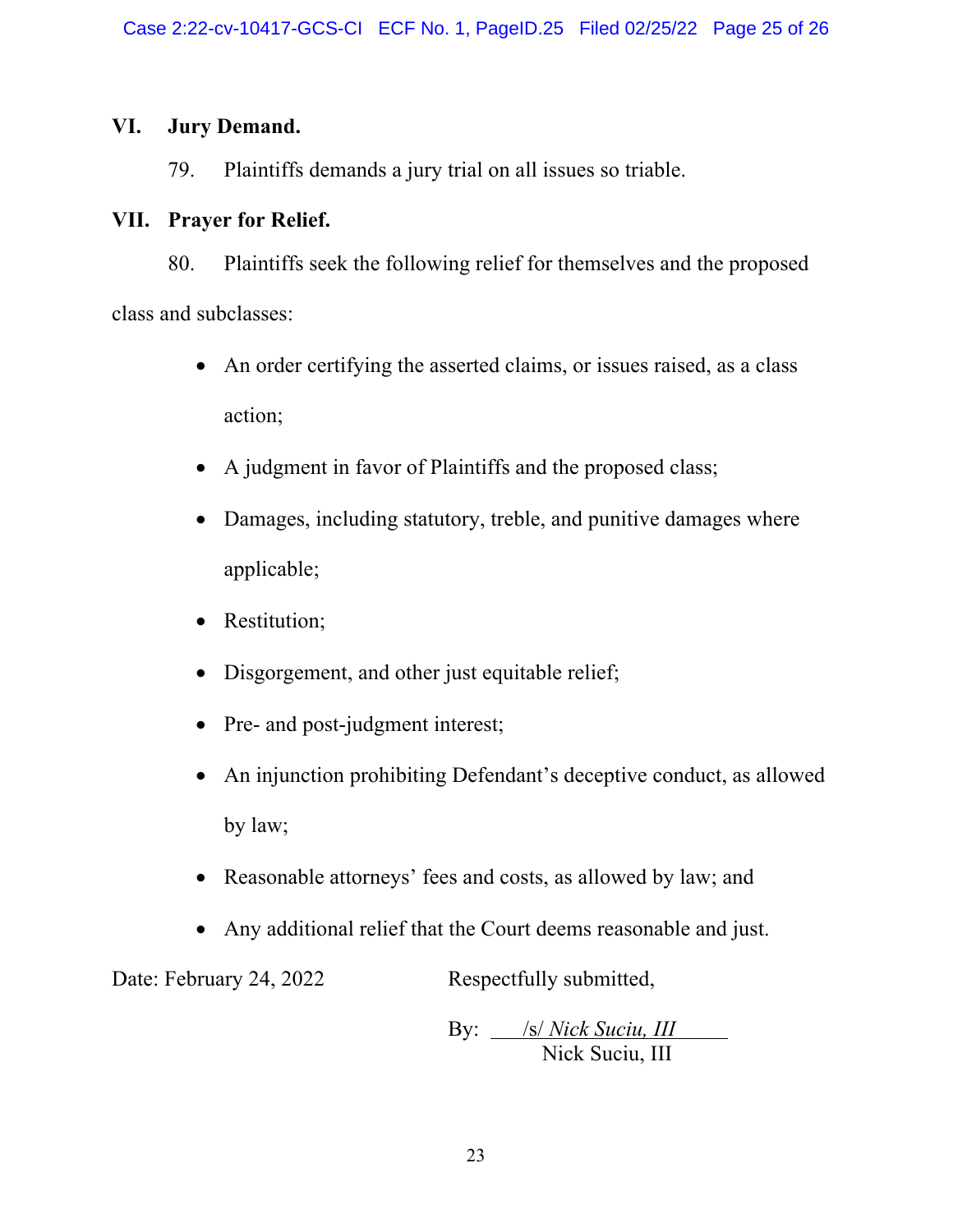## VI. Jury Demand.

79. Plaintiffs demands a jury trial on all issues so triable.

## VII. Prayer for Relief.

80. Plaintiffs seek the following relief for themselves and the proposed class and subclasses:

- An order certifying the asserted claims, or issues raised, as a class action;
- A judgment in favor of Plaintiffs and the proposed class;
- Damages, including statutory, treble, and punitive damages where applicable;
- Restitution;
- Disgorgement, and other just equitable relief;
- Pre- and post-judgment interest;
- An injunction prohibiting Defendant's deceptive conduct, as allowed by law;
- Reasonable attorneys' fees and costs, as allowed by law; and
- Any additional relief that the Court deems reasonable and just.

Date: February 24, 2022

Respectfully submitted,

By: /s/ *Nick Suciu, III*
Nick Suciu, III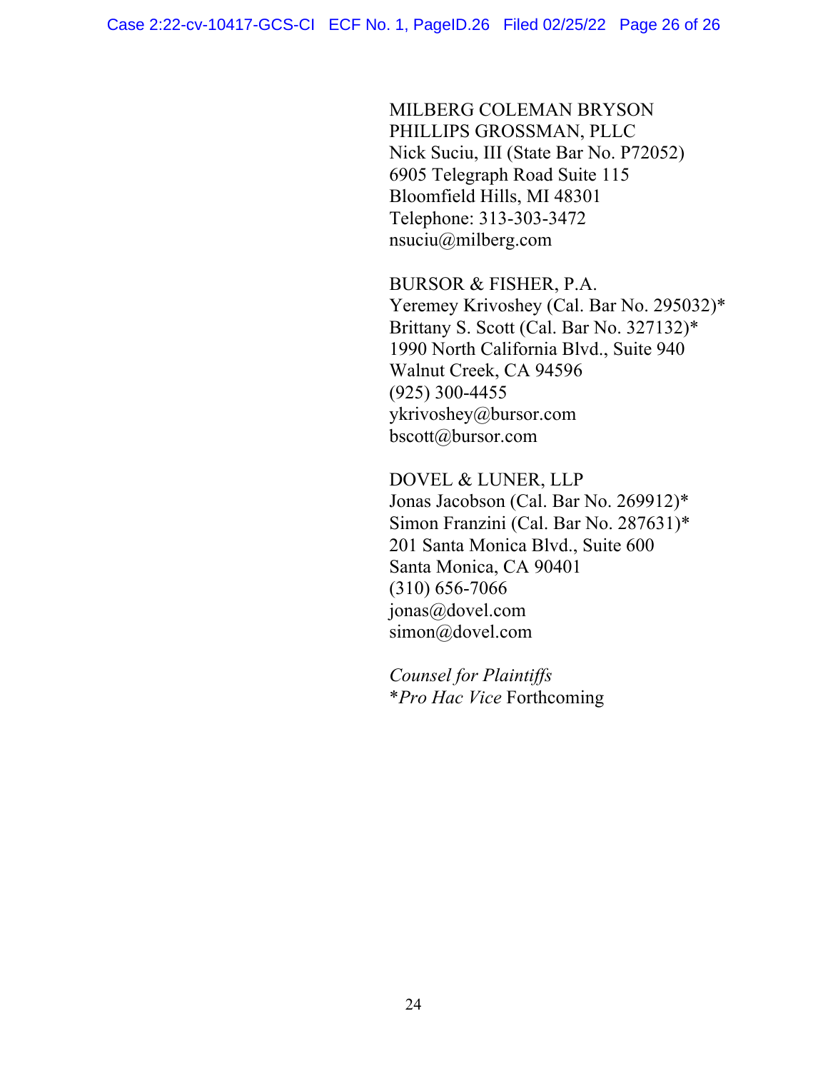MILBERG COLEMAN BRYSON
PHILLIPS GROSSMAN, PLLC
Nick Suciu, III (State Bar No. P72052)
6905 Telegraph Road Suite 115
Bloomfield Hills, MI 48301
Telephone: 313-303-3472
nsuciu@milberg.com

BURSOR & FISHER, P.A.
Yeremey Krivoshey (Cal. Bar No. 295032)*
Brittany S. Scott (Cal. Bar No. 327132)*
1990 North California Blvd., Suite 940
Walnut Creek, CA 94596
(925) 300-4455
ykrivoshey@bursor.com
bscott@bursor.com

DOVEL & LUNER, LLP
Jonas Jacobson (Cal. Bar No. 269912)*
Simon Franzini (Cal. Bar No. 287631)*
201 Santa Monica Blvd., Suite 600
Santa Monica, CA 90401
(310) 656-7066
jonas@dovel.com
simon@dovel.com

*Counsel for Plaintiffs*
**Pro Hac Vice* Forthcoming